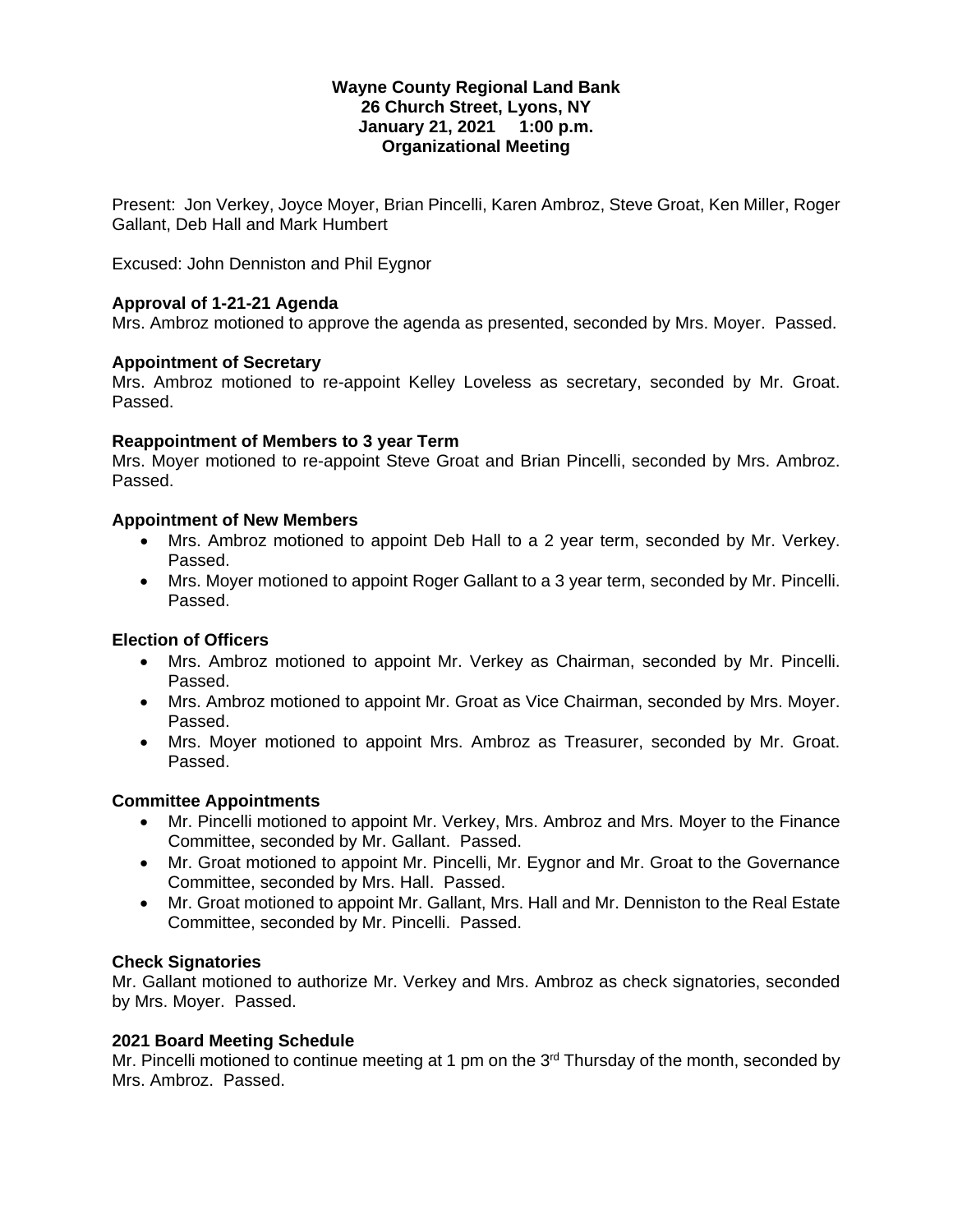**Wayne County Regional Land Bank**
**26 Church Street, Lyons, NY**
**January 21, 2021 1:00 p.m.**
**Organizational Meeting**

Present: Jon Verkey, Joyce Moyer, Brian Pincelli, Karen Ambroz, Steve Groat, Ken Miller, Roger Gallant, Deb Hall and Mark Humbert

Excused: John Denniston and Phil Eygnor

**Approval of 1-21-21 Agenda**

Mrs. Ambroz motioned to approve the agenda as presented, seconded by Mrs. Moyer. Passed.

**Appointment of Secretary**

Mrs. Ambroz motioned to re-appoint Kelley Loveless as secretary, seconded by Mr. Groat. Passed.

**Reappointment of Members to 3 year Term**

Mrs. Moyer motioned to re-appoint Steve Groat and Brian Pincelli, seconded by Mrs. Ambroz. Passed.

**Appointment of New Members**

- Mrs. Ambroz motioned to appoint Deb Hall to a 2 year term, seconded by Mr. Verkey. Passed.
- Mrs. Moyer motioned to appoint Roger Gallant to a 3 year term, seconded by Mr. Pincelli. Passed.

**Election of Officers**

- Mrs. Ambroz motioned to appoint Mr. Verkey as Chairman, seconded by Mr. Pincelli. Passed.
- Mrs. Ambroz motioned to appoint Mr. Groat as Vice Chairman, seconded by Mrs. Moyer. Passed.
- Mrs. Moyer motioned to appoint Mrs. Ambroz as Treasurer, seconded by Mr. Groat. Passed.

**Committee Appointments**

- Mr. Pincelli motioned to appoint Mr. Verkey, Mrs. Ambroz and Mrs. Moyer to the Finance Committee, seconded by Mr. Gallant. Passed.
- Mr. Groat motioned to appoint Mr. Pincelli, Mr. Eygnor and Mr. Groat to the Governance Committee, seconded by Mrs. Hall. Passed.
- Mr. Groat motioned to appoint Mr. Gallant, Mrs. Hall and Mr. Denniston to the Real Estate Committee, seconded by Mr. Pincelli. Passed.

**Check Signatories**

Mr. Gallant motioned to authorize Mr. Verkey and Mrs. Ambroz as check signatories, seconded by Mrs. Moyer. Passed.

**2021 Board Meeting Schedule**

Mr. Pincelli motioned to continue meeting at 1 pm on the 3rd Thursday of the month, seconded by Mrs. Ambroz. Passed.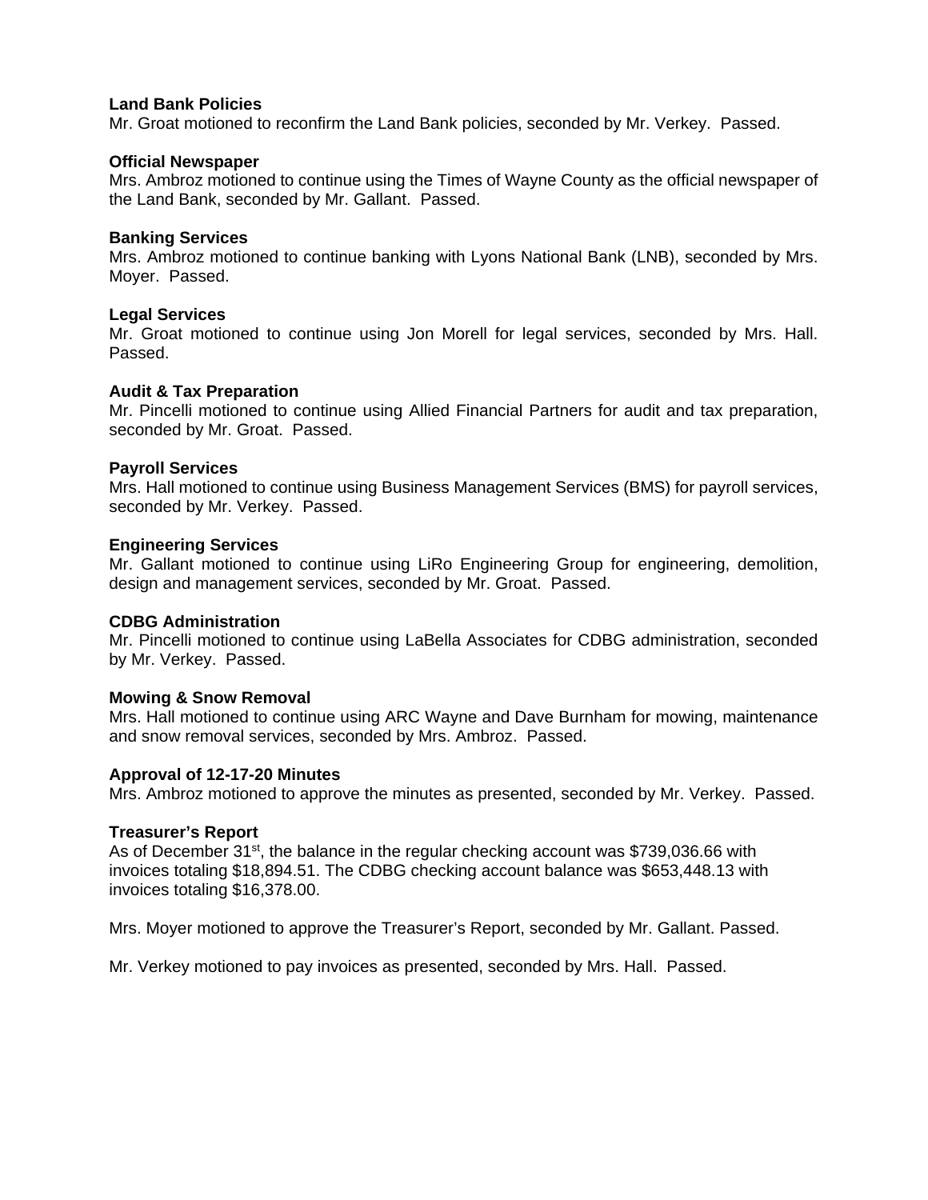**Land Bank Policies**
Mr. Groat motioned to reconfirm the Land Bank policies, seconded by Mr. Verkey. Passed.

**Official Newspaper**
Mrs. Ambroz motioned to continue using the Times of Wayne County as the official newspaper of the Land Bank, seconded by Mr. Gallant. Passed.

**Banking Services**
Mrs. Ambroz motioned to continue banking with Lyons National Bank (LNB), seconded by Mrs. Moyer. Passed.

**Legal Services**
Mr. Groat motioned to continue using Jon Morell for legal services, seconded by Mrs. Hall. Passed.

**Audit & Tax Preparation**
Mr. Pincelli motioned to continue using Allied Financial Partners for audit and tax preparation, seconded by Mr. Groat. Passed.

**Payroll Services**
Mrs. Hall motioned to continue using Business Management Services (BMS) for payroll services, seconded by Mr. Verkey. Passed.

**Engineering Services**
Mr. Gallant motioned to continue using LiRo Engineering Group for engineering, demolition, design and management services, seconded by Mr. Groat. Passed.

**CDBG Administration**
Mr. Pincelli motioned to continue using LaBella Associates for CDBG administration, seconded by Mr. Verkey. Passed.

**Mowing & Snow Removal**
Mrs. Hall motioned to continue using ARC Wayne and Dave Burnham for mowing, maintenance and snow removal services, seconded by Mrs. Ambroz. Passed.

**Approval of 12-17-20 Minutes**
Mrs. Ambroz motioned to approve the minutes as presented, seconded by Mr. Verkey. Passed.

**Treasurer's Report**
As of December 31st, the balance in the regular checking account was $739,036.66 with invoices totaling $18,894.51. The CDBG checking account balance was $653,448.13 with invoices totaling $16,378.00.

Mrs. Moyer motioned to approve the Treasurer's Report, seconded by Mr. Gallant. Passed.

Mr. Verkey motioned to pay invoices as presented, seconded by Mrs. Hall. Passed.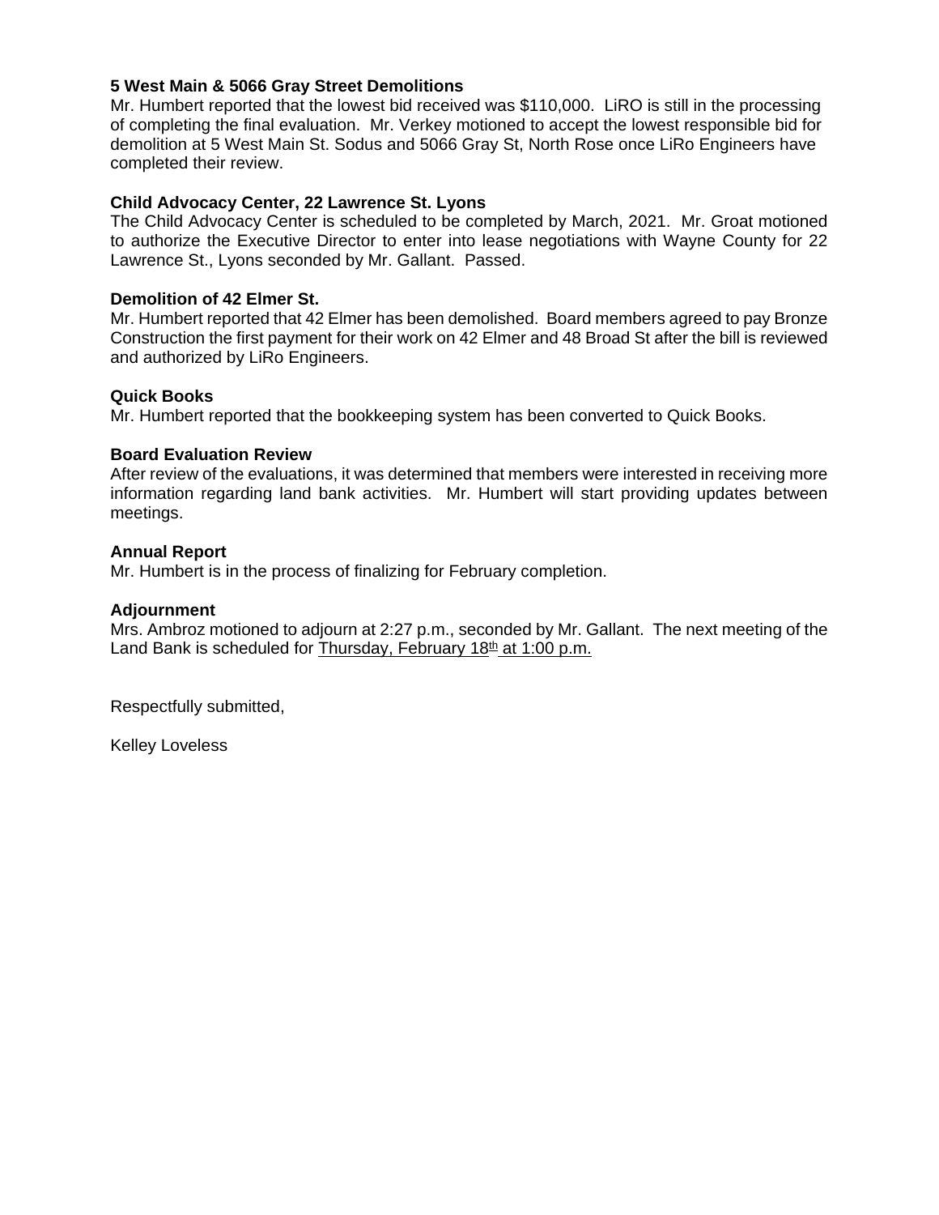**5 West Main & 5066 Gray Street Demolitions**
Mr. Humbert reported that the lowest bid received was $110,000. LiRO is still in the processing of completing the final evaluation. Mr. Verkey motioned to accept the lowest responsible bid for demolition at 5 West Main St. Sodus and 5066 Gray St, North Rose once LiRo Engineers have completed their review.

**Child Advocacy Center, 22 Lawrence St. Lyons**
The Child Advocacy Center is scheduled to be completed by March, 2021. Mr. Groat motioned to authorize the Executive Director to enter into lease negotiations with Wayne County for 22 Lawrence St., Lyons seconded by Mr. Gallant. Passed.

**Demolition of 42 Elmer St.**
Mr. Humbert reported that 42 Elmer has been demolished. Board members agreed to pay Bronze Construction the first payment for their work on 42 Elmer and 48 Broad St after the bill is reviewed and authorized by LiRo Engineers.

**Quick Books**
Mr. Humbert reported that the bookkeeping system has been converted to Quick Books.

**Board Evaluation Review**
After review of the evaluations, it was determined that members were interested in receiving more information regarding land bank activities. Mr. Humbert will start providing updates between meetings.

**Annual Report**
Mr. Humbert is in the process of finalizing for February completion.

**Adjournment**
Mrs. Ambroz motioned to adjourn at 2:27 p.m., seconded by Mr. Gallant. The next meeting of the Land Bank is scheduled for Thursday, February 18th at 1:00 p.m.

Respectfully submitted,

Kelley Loveless